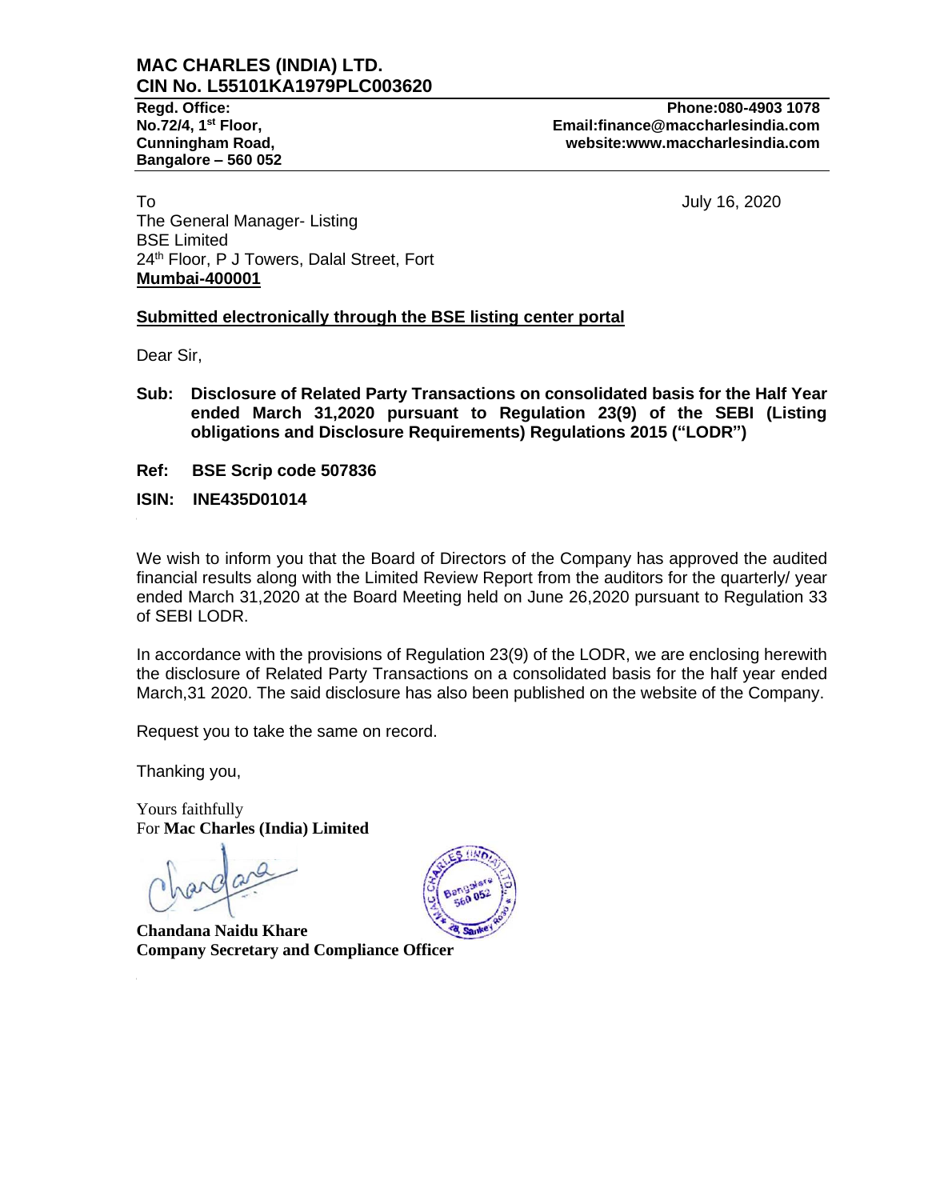# MAC CHARLES (INDIA) LTD.
## CIN No. L55101KA1979PLC003620

**Regd. Office:**
**No.72/4, 1st Floor,**
**Cunningham Road,**
**Bangalore – 560 052**

**Phone:080-4903 1078**
**Email:finance@maccharlesindia.com**
**website:www.maccharlesindia.com**

To

The General Manager- Listing
BSE Limited
24th Floor, P J Towers, Dalal Street, Fort
**Mumbai-400001**

July 16, 2020

**Submitted electronically through the BSE listing center portal**

Dear Sir,

**Sub: Disclosure of Related Party Transactions on consolidated basis for the Half Year ended March 31,2020 pursuant to Regulation 23(9) of the SEBI (Listing obligations and Disclosure Requirements) Regulations 2015 ("LODR")**

**Ref: BSE Scrip code 507836**

**ISIN: INE435D01014**

We wish to inform you that the Board of Directors of the Company has approved the audited financial results along with the Limited Review Report from the auditors for the quarterly/ year ended March 31,2020 at the Board Meeting held on June 26,2020 pursuant to Regulation 33 of SEBI LODR.

In accordance with the provisions of Regulation 23(9) of the LODR, we are enclosing herewith the disclosure of Related Party Transactions on a consolidated basis for the half year ended March,31 2020. The said disclosure has also been published on the website of the Company.

Request you to take the same on record.

Thanking you,

Yours faithfully
For **Mac Charles (India) Limited**

**Chandana Naidu Khare**
**Company Secretary and Compliance Officer**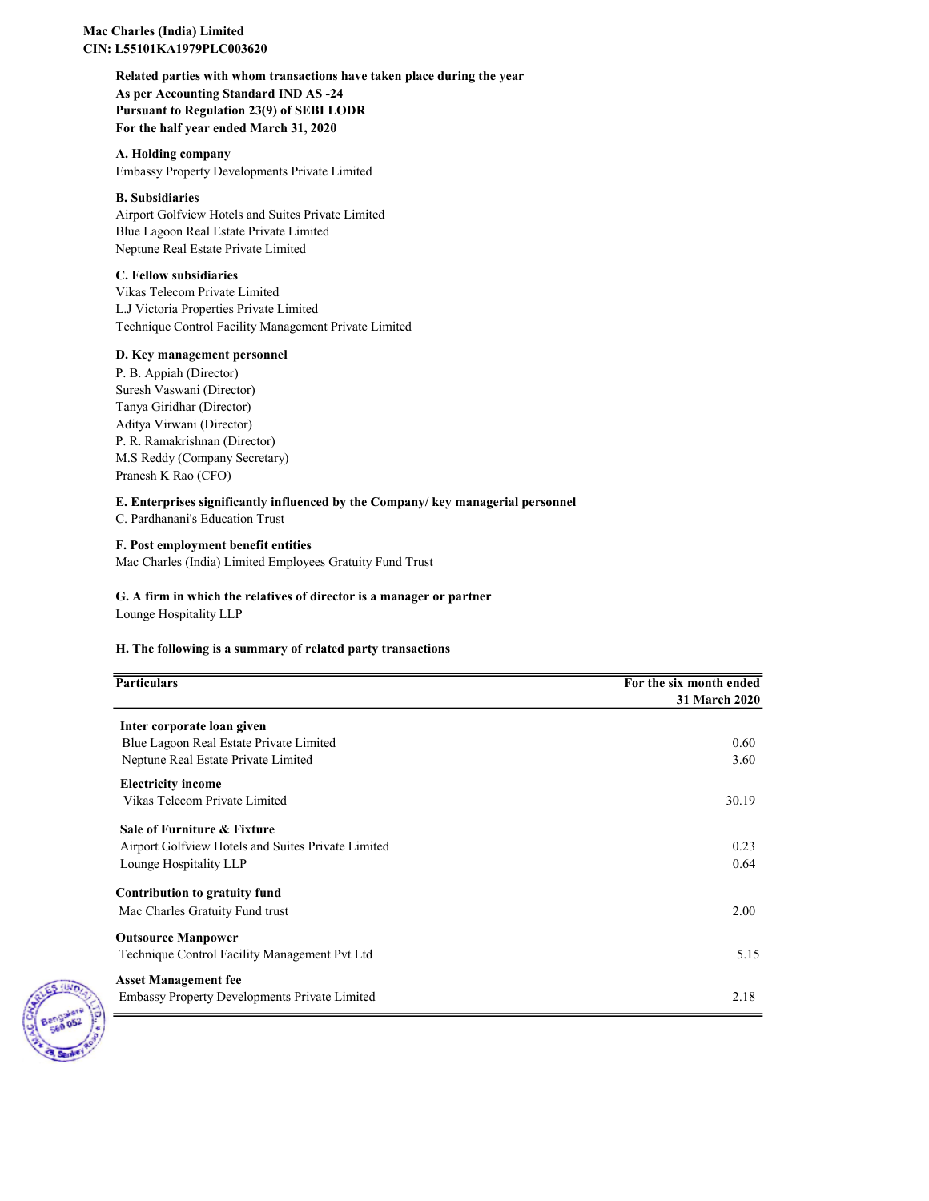**Mac Charles (India) Limited**
**CIN: L55101KA1979PLC003620**

**Related parties with whom transactions have taken place during the year**
**As per Accounting Standard IND AS -24**
**Pursuant to Regulation 23(9) of SEBI LODR**
**For the half year ended March 31, 2020**

**A. Holding company**
Embassy Property Developments Private Limited

**B. Subsidiaries**
Airport Golfview Hotels and Suites Private Limited
Blue Lagoon Real Estate Private Limited
Neptune Real Estate Private Limited

**C. Fellow subsidiaries**
Vikas Telecom Private Limited
L.J Victoria Properties Private Limited
Technique Control Facility Management Private Limited

**D. Key management personnel**
P. B. Appiah (Director)
Suresh Vaswani (Director)
Tanya Giridhar (Director)
Aditya Virwani (Director)
P. R. Ramakrishnan (Director)
M.S Reddy (Company Secretary)
Pranesh K Rao (CFO)

**E. Enterprises significantly influenced by the Company/ key managerial personnel**
C. Pardhanani's Education Trust

**F. Post employment benefit entities**
Mac Charles (India) Limited Employees Gratuity Fund Trust

**G. A firm in which the relatives of director is a manager or partner**
Lounge Hospitality LLP

**H. The following is a summary of related party transactions**

| Particulars | For the six month ended 31 March 2020 |
|---|---|
| **Inter corporate loan given** | |
| Blue Lagoon Real Estate Private Limited | 0.60 |
| Neptune Real Estate Private Limited | 3.60 |
| **Electricity income** | |
| Vikas Telecom Private Limited | 30.19 |
| **Sale of Furniture & Fixture** | |
| Airport Golfview Hotels and Suites Private Limited | 0.23 |
| Lounge Hospitality LLP | 0.64 |
| **Contribution to gratuity fund** | |
| Mac Charles Gratuity Fund trust | 2.00 |
| **Outsource Manpower** | |
| Technique Control Facility Management Pvt Ltd | 5.15 |
| **Asset Management fee** | |
| Embassy Property Developments Private Limited | 2.18 |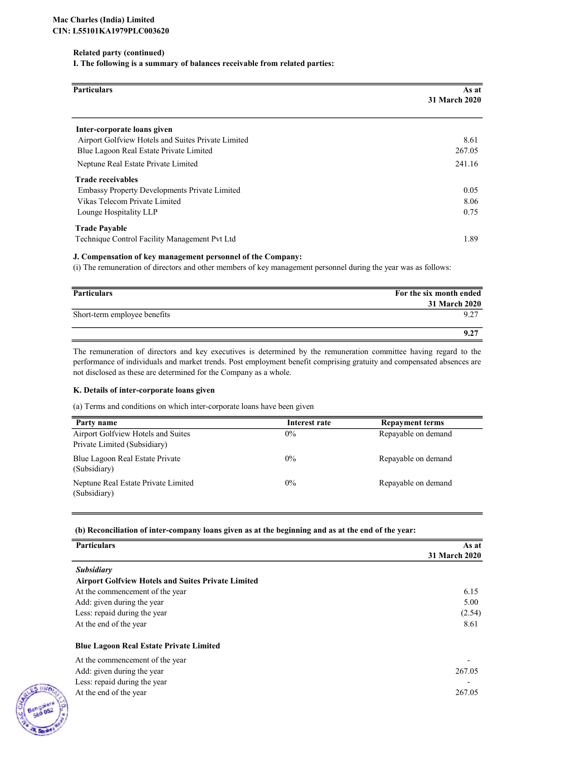Mac Charles (India) Limited
CIN: L55101KA1979PLC003620

**Related party (continued)**

**I. The following is a summary of balances receivable from related parties:**

| Particulars | As at 31 March 2020 |
|---|---|
| **Inter-corporate loans given** | |
| Airport Golfview Hotels and Suites Private Limited | 8.61 |
| Blue Lagoon Real Estate Private Limited | 267.05 |
| Neptune Real Estate Private Limited | 241.16 |
| **Trade receivables** | |
| Embassy Property Developments Private Limited | 0.05 |
| Vikas Telecom Private Limited | 8.06 |
| Lounge Hospitality LLP | 0.75 |
| **Trade Payable** | |
| Technique Control Facility Management Pvt Ltd | 1.89 |

**J. Compensation of key management personnel of the Company:**

(i) The remuneration of directors and other members of key management personnel during the year was as follows:

| Particulars | For the six month ended 31 March 2020 |
|---|---|
| Short-term employee benefits | 9.27 |
| | **9.27** |

The remuneration of directors and key executives is determined by the remuneration committee having regard to the performance of individuals and market trends. Post employment benefit comprising gratuity and compensated absences are not disclosed as these are determined for the Company as a whole.

**K. Details of inter-corporate loans given**

(a) Terms and conditions on which inter-corporate loans have been given

| Party name | Interest rate | Repayment terms |
|---|---|---|
| Airport Golfview Hotels and Suites Private Limited (Subsidiary) | 0% | Repayable on demand |
| Blue Lagoon Real Estate Private (Subsidiary) | 0% | Repayable on demand |
| Neptune Real Estate Private Limited (Subsidiary) | 0% | Repayable on demand |

**(b) Reconciliation of inter-company loans given as at the beginning and as at the end of the year:**

| Particulars | As at 31 March 2020 |
|---|---|
| ***Subsidiary*** | |
| **Airport Golfview Hotels and Suites Private Limited** | |
| At the commencement of the year | 6.15 |
| Add: given during the year | 5.00 |
| Less: repaid during the year | (2.54) |
| At the end of the year | 8.61 |
| **Blue Lagoon Real Estate Private Limited** | |
| At the commencement of the year | - |
| Add: given during the year | 267.05 |
| Less: repaid during the year | - |
| At the end of the year | 267.05 |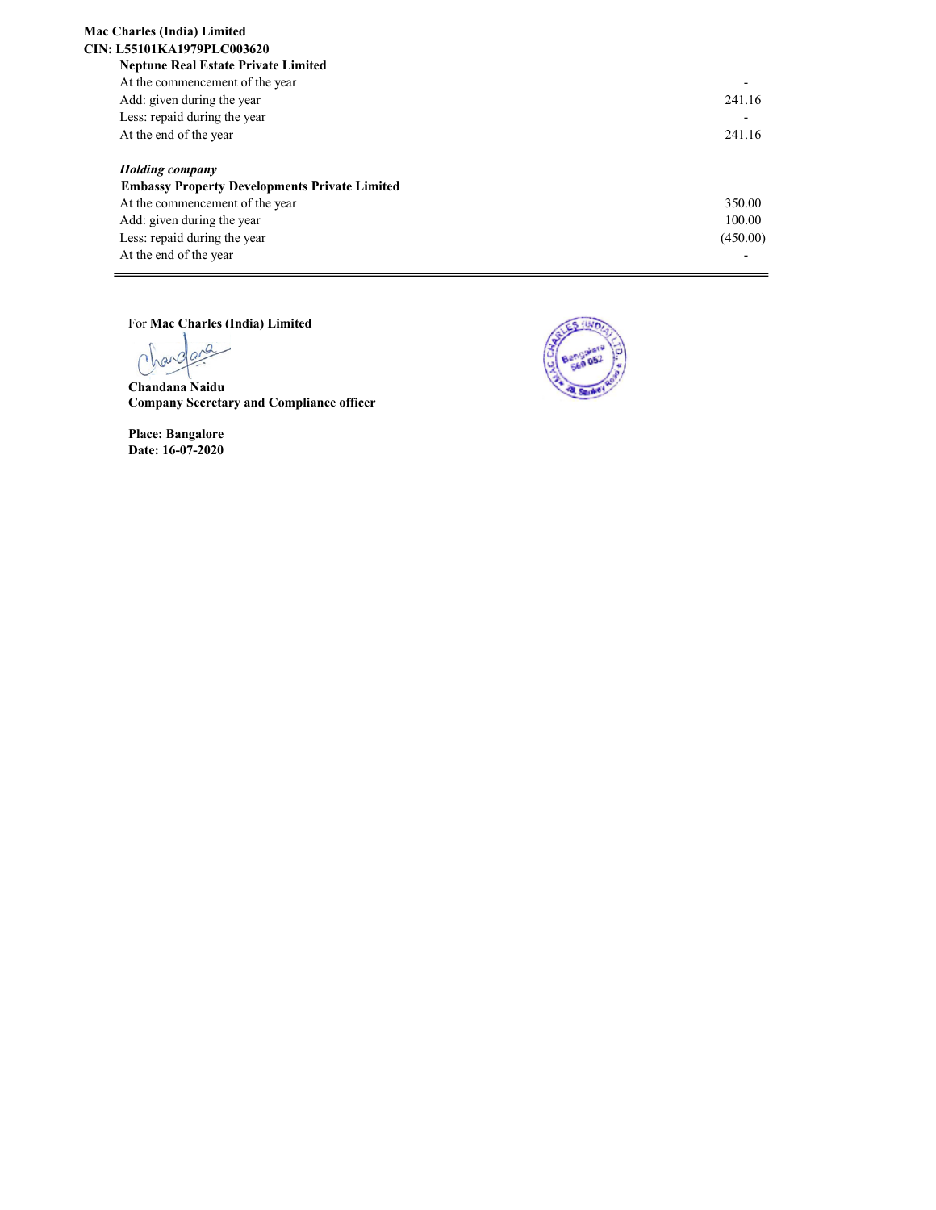**Mac Charles (India) Limited**
**CIN: L55101KA1979PLC003620**

| | |
|---|---|
| **Neptune Real Estate Private Limited** | |
| At the commencement of the year | - |
| Add: given during the year | 241.16 |
| Less: repaid during the year | - |
| At the end of the year | 241.16 |
| | |
| ***Holding company*** | |
| **Embassy Property Developments Private Limited** | |
| At the commencement of the year | 350.00 |
| Add: given during the year | 100.00 |
| Less: repaid during the year | (450.00) |
| At the end of the year | - |

For **Mac Charles (India) Limited**

**Chandana Naidu**
**Company Secretary and Compliance officer**

**Place: Bangalore**
**Date: 16-07-2020**